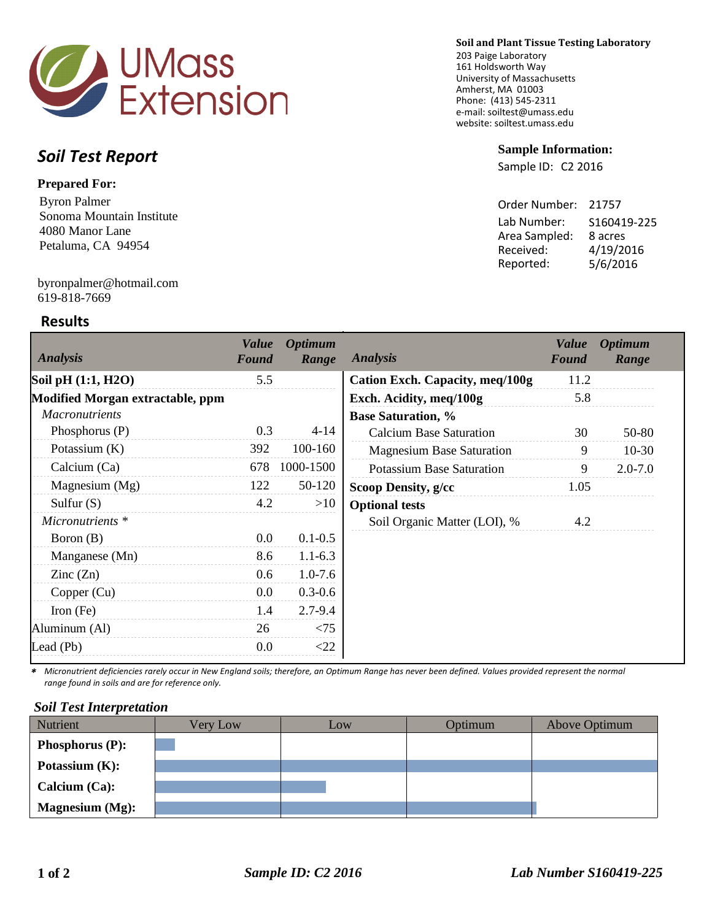UMass Extension

**Soil and Plant Tissue Testing Laboratory**
203 Paige Laboratory
161 Holdsworth Way
University of Massachusetts
Amherst, MA 01003
Phone: (413) 545-2311
e-mail: soiltest@umass.edu
website: soiltest.umass.edu

# Soil Test Report

**Prepared For:**

Byron Palmer
Sonoma Mountain Institute
4080 Manor Lane
Petaluma, CA 94954

byronpalmer@hotmail.com
619-818-7669

**Sample Information:**

Sample ID: C2 2016

Order Number: 21757
Lab Number: S160419-225
Area Sampled: 8 acres
Received: 4/19/2016
Reported: 5/6/2016

## Results

| Analysis | Value Found | Optimum Range |
|---|---|---|
| **Soil pH (1:1, H2O)** | 5.5 | |
| **Modified Morgan extractable, ppm** | | |
| *Macronutrients* | | |
| Phosphorus (P) | 0.3 | 4-14 |
| Potassium (K) | 392 | 100-160 |
| Calcium (Ca) | 678 | 1000-1500 |
| Magnesium (Mg) | 122 | 50-120 |
| Sulfur (S) | 4.2 | >10 |
| *Micronutrients ** | | |
| Boron (B) | 0.0 | 0.1-0.5 |
| Manganese (Mn) | 8.6 | 1.1-6.3 |
| Zinc (Zn) | 0.6 | 1.0-7.6 |
| Copper (Cu) | 0.0 | 0.3-0.6 |
| Iron (Fe) | 1.4 | 2.7-9.4 |
| Aluminum (Al) | 26 | <75 |
| Lead (Pb) | 0.0 | <22 |

| Analysis | Value Found | Optimum Range |
|---|---|---|
| **Cation Exch. Capacity, meq/100g** | 11.2 | |
| **Exch. Acidity, meq/100g** | 5.8 | |
| **Base Saturation, %** | | |
| Calcium Base Saturation | 30 | 50-80 |
| Magnesium Base Saturation | 9 | 10-30 |
| Potassium Base Saturation | 9 | 2.0-7.0 |
| **Scoop Density, g/cc** | 1.05 | |
| **Optional tests** | | |
| Soil Organic Matter (LOI), % | 4.2 | |

\* *Micronutrient deficiencies rarely occur in New England soils; therefore, an Optimum Range has never been defined. Values provided represent the normal range found in soils and are for reference only.*

### *Soil Test Interpretation*

| Nutrient | Very Low | Low | Optimum | Above Optimum |
|---|---|---|---|---|
| **Phosphorus (P):** | ▬ | | | |
| **Potassium (K):** | ▬ | ▬ | ▬ | ▬ |
| **Calcium (Ca):** | ▬ | ▬ | | |
| **Magnesium (Mg):** | ▬ | ▬ | ▬ | |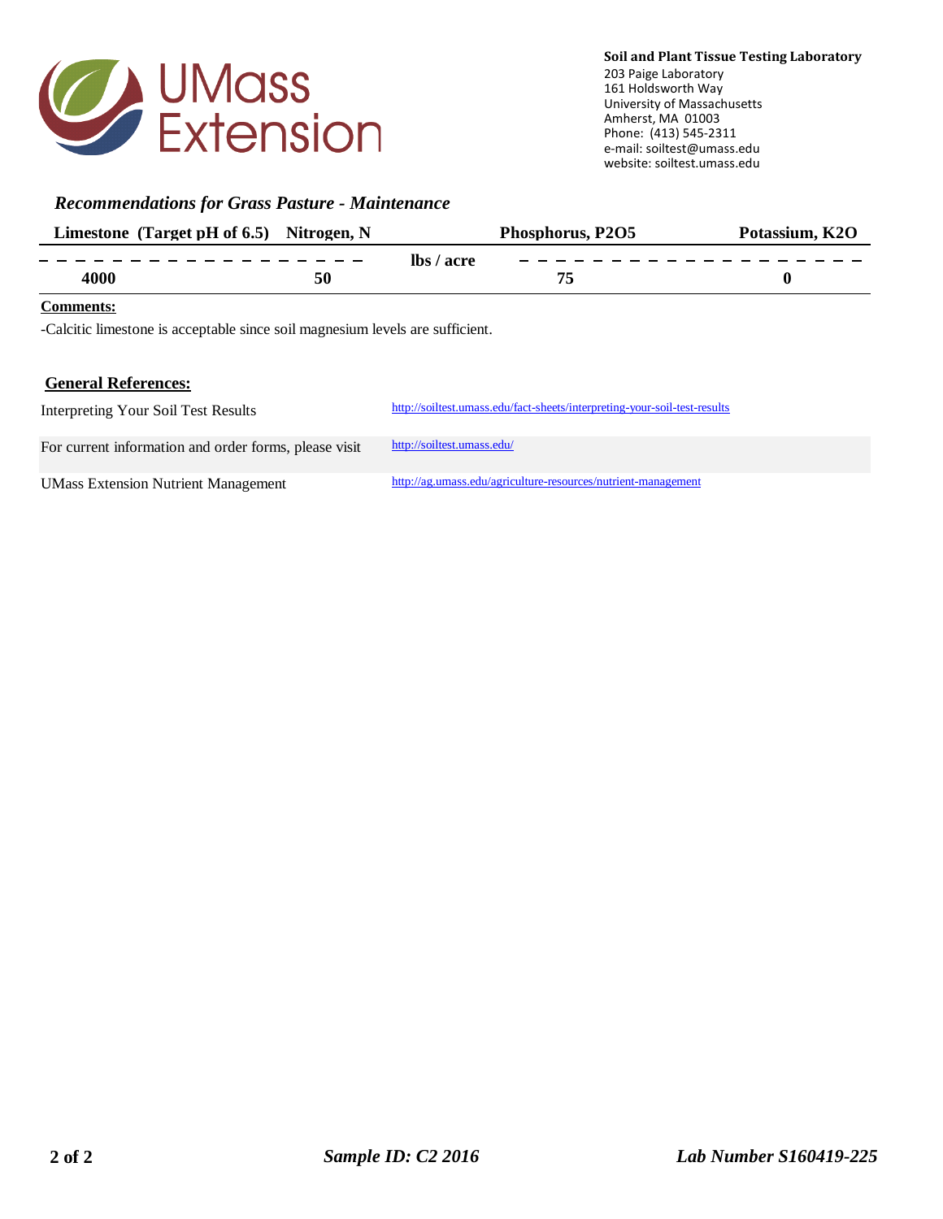**Soil and Plant Tissue Testing Laboratory**
203 Paige Laboratory
161 Holdsworth Way
University of Massachusetts
Amherst, MA 01003
Phone: (413) 545-2311
e-mail: soiltest@umass.edu
website: soiltest.umass.edu

## *Recommendations for Grass Pasture - Maintenance*

| Limestone (Target pH of 6.5) | Nitrogen, N | Phosphorus, $P_2O_5$ | Potassium, $K_2O$ |
|---|---|---|---|
| | lbs / acre | | |
| 4000 | 50 | 75 | 0 |

**Comments:**

-Calcitic limestone is acceptable since soil magnesium levels are sufficient.

**General References:**

| | |
|---|---|
| Interpreting Your Soil Test Results | http://soiltest.umass.edu/fact-sheets/interpreting-your-soil-test-results |
| For current information and order forms, please visit | http://soiltest.umass.edu/ |
| UMass Extension Nutrient Management | http://ag.umass.edu/agriculture-resources/nutrient-management |

*Sample ID: C2 2016* | *Lab Number S160419-225*